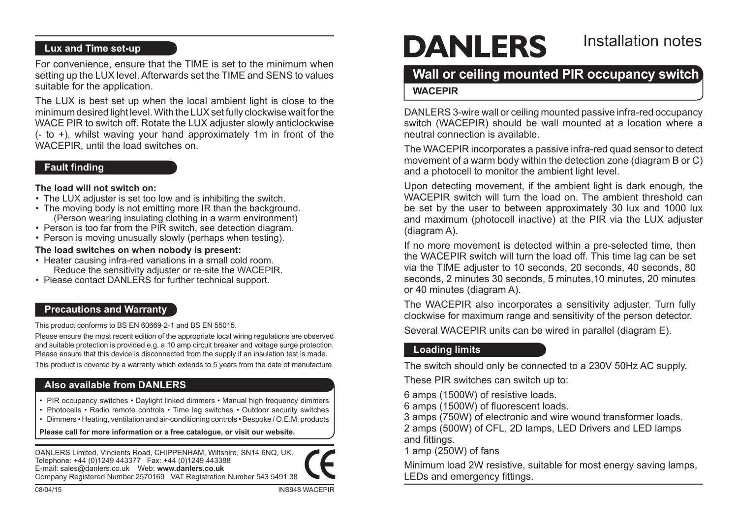# DANLERS

Installation notes

## Wall or ceiling mounted PIR occupancy switch

**WACEPIR**

DANLERS 3-wire wall or ceiling mounted passive infra-red occupancy switch (WACEPIR) should be wall mounted at a location where a neutral connection is available.

The WACEPIR incorporates a passive infra-red quad sensor to detect movement of a warm body within the detection zone (diagram B or C) and a photocell to monitor the ambient light level.

Upon detecting movement, if the ambient light is dark enough, the WACEPIR switch will turn the load on. The ambient threshold can be set by the user to between approximately 30 lux and 1000 lux and maximum (photocell inactive) at the PIR via the LUX adjuster (diagram A).

If no more movement is detected within a pre-selected time, then the WACEPIR switch will turn the load off. This time lag can be set via the TIME adjuster to 10 seconds, 20 seconds, 40 seconds, 80 seconds, 2 minutes 30 seconds, 5 minutes,10 minutes, 20 minutes or 40 minutes (diagram A).

The WACEPIR also incorporates a sensitivity adjuster. Turn fully clockwise for maximum range and sensitivity of the person detector.

Several WACEPIR units can be wired in parallel (diagram E).

### Loading limits

The switch should only be connected to a 230V 50Hz AC supply.

These PIR switches can switch up to:

6 amps (1500W) of resistive loads.
6 amps (1500W) of fluorescent loads.
3 amps (750W) of electronic and wire wound transformer loads.
2 amps (500W) of CFL, 2D lamps, LED Drivers and LED lamps and fittings.
1 amp (250W) of fans

Minimum load 2W resistive, suitable for most energy saving lamps, LEDs and emergency fittings.

### Lux and Time set-up

For convenience, ensure that the TIME is set to the minimum when setting up the LUX level. Afterwards set the TIME and SENS to values suitable for the application.

The LUX is best set up when the local ambient light is close to the minimum desired light level. With the LUX set fully clockwise wait for the WACE PIR to switch off. Rotate the LUX adjuster slowly anticlockwise (- to +), whilst waving your hand approximately 1m in front of the WACEPIR, until the load switches on.

### Fault finding

**The load will not switch on:**

- The LUX adjuster is set too low and is inhibiting the switch.
- The moving body is not emitting more IR than the background. (Person wearing insulating clothing in a warm environment)
- Person is too far from the PIR switch, see detection diagram.
- Person is moving unusually slowly (perhaps when testing).

**The load switches on when nobody is present:**

- Heater causing infra-red variations in a small cold room. Reduce the sensitivity adjuster or re-site the WACEPIR.
- Please contact DANLERS for further technical support.

### Precautions and Warranty

This product conforms to BS EN 60669-2-1 and BS EN 55015.

Please ensure the most recent edition of the appropriate local wiring regulations are observed and suitable protection is provided e.g. a 10 amp circuit breaker and voltage surge protection. Please ensure that this device is disconnected from the supply if an insulation test is made.

This product is covered by a warranty which extends to 5 years from the date of manufacture.

### Also available from DANLERS

- PIR occupancy switches • Daylight linked dimmers • Manual high frequency dimmers
- Photocells • Radio remote controls • Time lag switches • Outdoor security switches
- Dimmers • Heating, ventilation and air-conditioning controls • Bespoke / O.E.M. products

**Please call for more information or a free catalogue, or visit our website.**

DANLERS Limited, Vincients Road, CHIPPENHAM, Wiltshire, SN14 6NQ, UK.
Telephone: +44 (0)1249 443377 Fax: +44 (0)1249 443388
E-mail: sales@danlers.co.uk Web: **www.danlers.co.uk**
Company Registered Number 2570169 VAT Registration Number 543 5491 38

CE

08/04/15 INS948 WACEPIR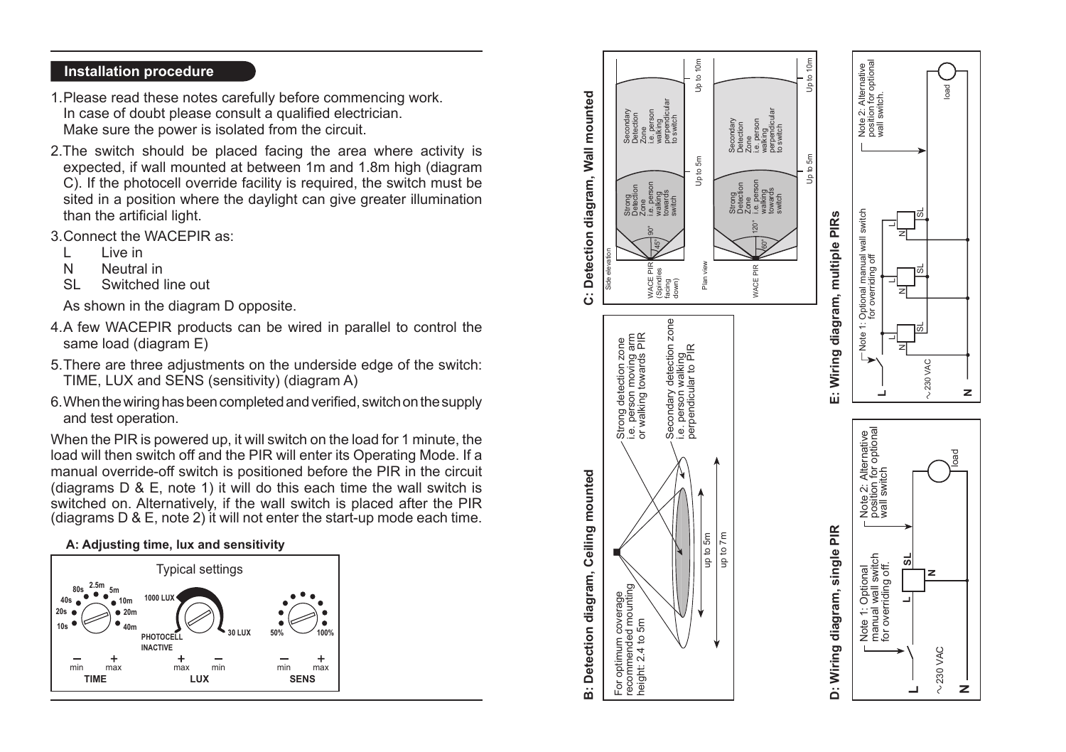## Installation procedure

1. Please read these notes carefully before commencing work. In case of doubt please consult a qualified electrician. Make sure the power is isolated from the circuit.
2. The switch should be placed facing the area where activity is expected, if wall mounted at between 1m and 1.8m high (diagram C). If the photocell override facility is required, the switch must be sited in a position where the daylight can give greater illumination than the artificial light.
3. Connect the WACEPIR as:

   L Live in
   N Neutral in
   SL Switched line out

   As shown in the diagram D opposite.
4. A few WACEPIR products can be wired in parallel to control the same load (diagram E)
5. There are three adjustments on the underside edge of the switch: TIME, LUX and SENS (sensitivity) (diagram A)
6. When the wiring has been completed and verified, switch on the supply and test operation.

When the PIR is powered up, it will switch on the load for 1 minute, the load will then switch off and the PIR will enter its Operating Mode. If a manual override-off switch is positioned before the PIR in the circuit (diagrams D & E, note 1) it will do this each time the wall switch is switched on. Alternatively, if the wall switch is placed after the PIR (diagrams D & E, note 2) it will not enter the start-up mode each time.

### A: Adjusting time, lux and sensitivity

Typical settings

TIME: 10s, 20s, 40s, 80s, 2.5m, 5m, 10m, 20m, 40m — min / max

LUX: 1000 LUX, 30 LUX, PHOTOCELL INACTIVE — max / min

SENS: 50%, 100% — min / max

### B: Detection diagram, Ceiling mounted

For optimum coverage recommended mounting height: 2.4 to 5m

Strong detection zone i.e. person moving arm or walking towards PIR

Secondary detection zone i.e. person walking perpendicular to PIR

up to 5m

up to 7m

### C: Detection diagram, Wall mounted

Side elevation

WACE PIR (Spindles facing down)

45°

90°

Strong Detection Zone i.e. person walking towards switch

Secondary Detection Zone i.e. person walking perpendicular to switch

Up to 5m

Up to 10m

Plan view

WACE PIR

60°

120°

Strong Detection Zone i.e. person walking towards switch

Secondary Detection Zone i.e. person walking perpendicular to switch

Up to 5m

Up to 10m

### D: Wiring diagram, single PIR

Note 1: Optional manual wall switch for overriding off.

Note 2: Alternative position for optional wall switch

L

~230 VAC

N

L SL N

load

### E: Wiring diagram, multiple PIRs

Note 1: Optional manual wall switch for overriding off

Note 2: Alternative position for optional wall switch.

L

~230 VAC

N

L N SL

load